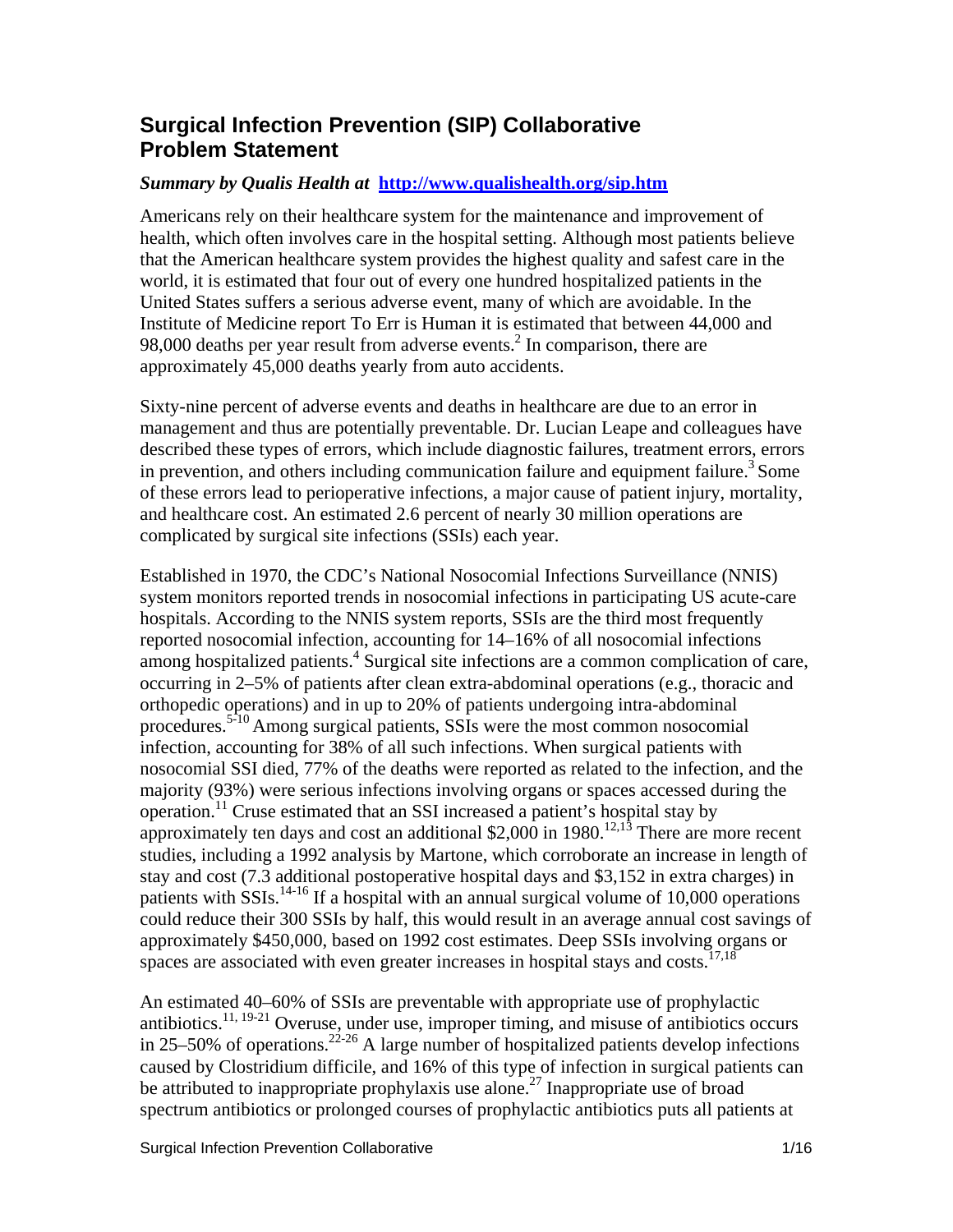# Surgical Infection Prevention (SIP) Collaborative Problem Statement

***Summary by Qualis Health at* [http://www.qualishealth.org/sip.htm](http://www.qualishealth.org/sip.htm)**

Americans rely on their healthcare system for the maintenance and improvement of health, which often involves care in the hospital setting. Although most patients believe that the American healthcare system provides the highest quality and safest care in the world, it is estimated that four out of every one hundred hospitalized patients in the United States suffers a serious adverse event, many of which are avoidable. In the Institute of Medicine report To Err is Human it is estimated that between 44,000 and 98,000 deaths per year result from adverse events.[2] In comparison, there are approximately 45,000 deaths yearly from auto accidents.

Sixty-nine percent of adverse events and deaths in healthcare are due to an error in management and thus are potentially preventable. Dr. Lucian Leape and colleagues have described these types of errors, which include diagnostic failures, treatment errors, errors in prevention, and others including communication failure and equipment failure.[3] Some of these errors lead to perioperative infections, a major cause of patient injury, mortality, and healthcare cost. An estimated 2.6 percent of nearly 30 million operations are complicated by surgical site infections (SSIs) each year.

Established in 1970, the CDC's National Nosocomial Infections Surveillance (NNIS) system monitors reported trends in nosocomial infections in participating US acute-care hospitals. According to the NNIS system reports, SSIs are the third most frequently reported nosocomial infection, accounting for 14–16% of all nosocomial infections among hospitalized patients.[4] Surgical site infections are a common complication of care, occurring in 2–5% of patients after clean extra-abdominal operations (e.g., thoracic and orthopedic operations) and in up to 20% of patients undergoing intra-abdominal procedures.[5-10] Among surgical patients, SSIs were the most common nosocomial infection, accounting for 38% of all such infections. When surgical patients with nosocomial SSI died, 77% of the deaths were reported as related to the infection, and the majority (93%) were serious infections involving organs or spaces accessed during the operation.[11] Cruse estimated that an SSI increased a patient's hospital stay by approximately ten days and cost an additional $2,000 in 1980.[12,13] There are more recent studies, including a 1992 analysis by Martone, which corroborate an increase in length of stay and cost (7.3 additional postoperative hospital days and $3,152 in extra charges) in patients with SSIs.[14-16] If a hospital with an annual surgical volume of 10,000 operations could reduce their 300 SSIs by half, this would result in an average annual cost savings of approximately $450,000, based on 1992 cost estimates. Deep SSIs involving organs or spaces are associated with even greater increases in hospital stays and costs.[17,18]

An estimated 40–60% of SSIs are preventable with appropriate use of prophylactic antibiotics.[11, 19-21] Overuse, under use, improper timing, and misuse of antibiotics occurs in 25–50% of operations.[22-26] A large number of hospitalized patients develop infections caused by Clostridium difficile, and 16% of this type of infection in surgical patients can be attributed to inappropriate prophylaxis use alone.[27] Inappropriate use of broad spectrum antibiotics or prolonged courses of prophylactic antibiotics puts all patients at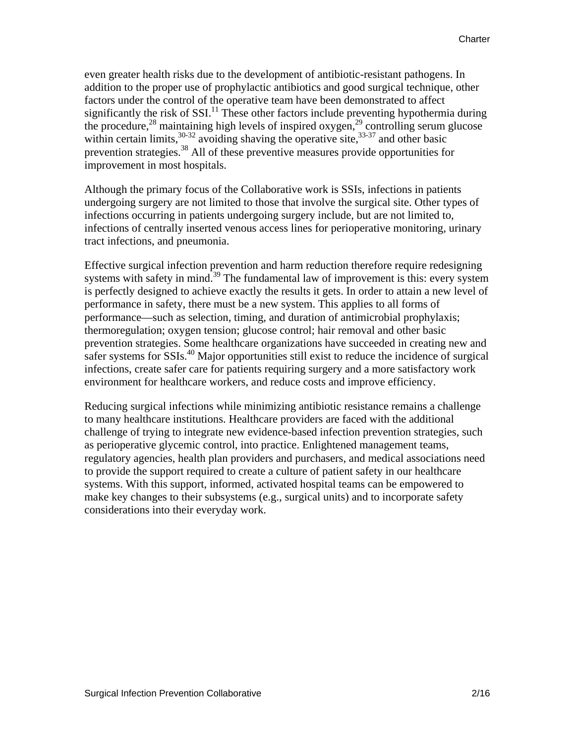even greater health risks due to the development of antibiotic-resistant pathogens. In addition to the proper use of prophylactic antibiotics and good surgical technique, other factors under the control of the operative team have been demonstrated to affect significantly the risk of SSI.[11] These other factors include preventing hypothermia during the procedure,[28] maintaining high levels of inspired oxygen,[29] controlling serum glucose within certain limits,[30-32] avoiding shaving the operative site,[33-37] and other basic prevention strategies.[38] All of these preventive measures provide opportunities for improvement in most hospitals.

Although the primary focus of the Collaborative work is SSIs, infections in patients undergoing surgery are not limited to those that involve the surgical site. Other types of infections occurring in patients undergoing surgery include, but are not limited to, infections of centrally inserted venous access lines for perioperative monitoring, urinary tract infections, and pneumonia.

Effective surgical infection prevention and harm reduction therefore require redesigning systems with safety in mind.[39] The fundamental law of improvement is this: every system is perfectly designed to achieve exactly the results it gets. In order to attain a new level of performance in safety, there must be a new system. This applies to all forms of performance—such as selection, timing, and duration of antimicrobial prophylaxis; thermoregulation; oxygen tension; glucose control; hair removal and other basic prevention strategies. Some healthcare organizations have succeeded in creating new and safer systems for SSIs.[40] Major opportunities still exist to reduce the incidence of surgical infections, create safer care for patients requiring surgery and a more satisfactory work environment for healthcare workers, and reduce costs and improve efficiency.

Reducing surgical infections while minimizing antibiotic resistance remains a challenge to many healthcare institutions. Healthcare providers are faced with the additional challenge of trying to integrate new evidence-based infection prevention strategies, such as perioperative glycemic control, into practice. Enlightened management teams, regulatory agencies, health plan providers and purchasers, and medical associations need to provide the support required to create a culture of patient safety in our healthcare systems. With this support, informed, activated hospital teams can be empowered to make key changes to their subsystems (e.g., surgical units) and to incorporate safety considerations into their everyday work.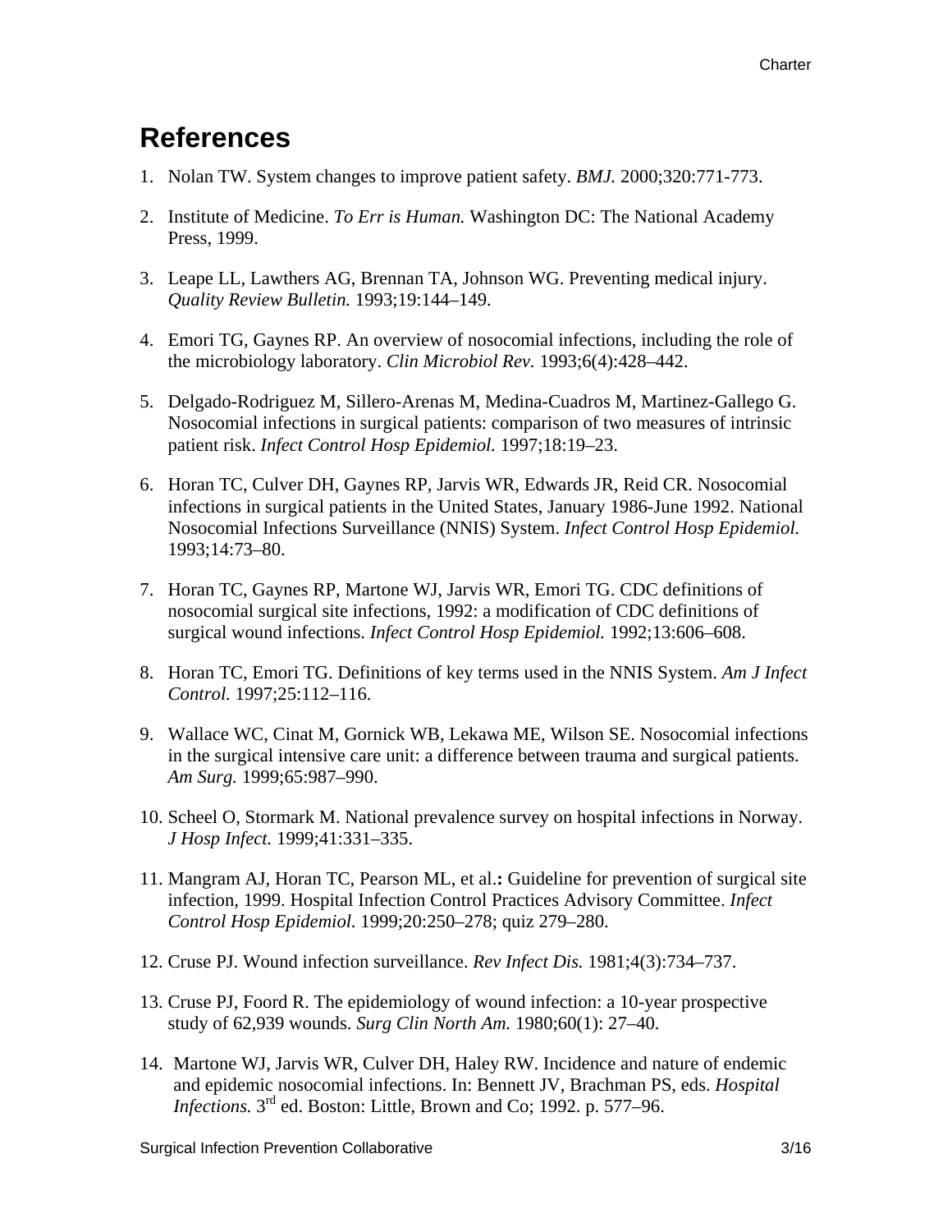## References

1. Nolan TW. System changes to improve patient safety. *BMJ.* 2000;320:771-773.

2. Institute of Medicine. *To Err is Human.* Washington DC: The National Academy Press, 1999.

3. Leape LL, Lawthers AG, Brennan TA, Johnson WG. Preventing medical injury. *Quality Review Bulletin.* 1993;19:144–149.

4. Emori TG, Gaynes RP. An overview of nosocomial infections, including the role of the microbiology laboratory. *Clin Microbiol Rev.* 1993;6(4):428–442.

5. Delgado-Rodriguez M, Sillero-Arenas M, Medina-Cuadros M, Martinez-Gallego G. Nosocomial infections in surgical patients: comparison of two measures of intrinsic patient risk. *Infect Control Hosp Epidemiol.* 1997;18:19–23.

6. Horan TC, Culver DH, Gaynes RP, Jarvis WR, Edwards JR, Reid CR. Nosocomial infections in surgical patients in the United States, January 1986-June 1992. National Nosocomial Infections Surveillance (NNIS) System. *Infect Control Hosp Epidemiol.* 1993;14:73–80.

7. Horan TC, Gaynes RP, Martone WJ, Jarvis WR, Emori TG. CDC definitions of nosocomial surgical site infections, 1992: a modification of CDC definitions of surgical wound infections. *Infect Control Hosp Epidemiol.* 1992;13:606–608.

8. Horan TC, Emori TG. Definitions of key terms used in the NNIS System. *Am J Infect Control.* 1997;25:112–116.

9. Wallace WC, Cinat M, Gornick WB, Lekawa ME, Wilson SE. Nosocomial infections in the surgical intensive care unit: a difference between trauma and surgical patients. *Am Surg.* 1999;65:987–990.

10. Scheel O, Stormark M. National prevalence survey on hospital infections in Norway. *J Hosp Infect.* 1999;41:331–335.

11. Mangram AJ, Horan TC, Pearson ML, et al.**:** Guideline for prevention of surgical site infection, 1999. Hospital Infection Control Practices Advisory Committee. *Infect Control Hosp Epidemiol.* 1999;20:250–278; quiz 279–280.

12. Cruse PJ. Wound infection surveillance. *Rev Infect Dis.* 1981;4(3):734–737.

13. Cruse PJ, Foord R. The epidemiology of wound infection: a 10-year prospective study of 62,939 wounds. *Surg Clin North Am.* 1980;60(1): 27–40.

14. Martone WJ, Jarvis WR, Culver DH, Haley RW. Incidence and nature of endemic and epidemic nosocomial infections. In: Bennett JV, Brachman PS, eds. *Hospital Infections.* 3rd ed. Boston: Little, Brown and Co; 1992. p. 577–96.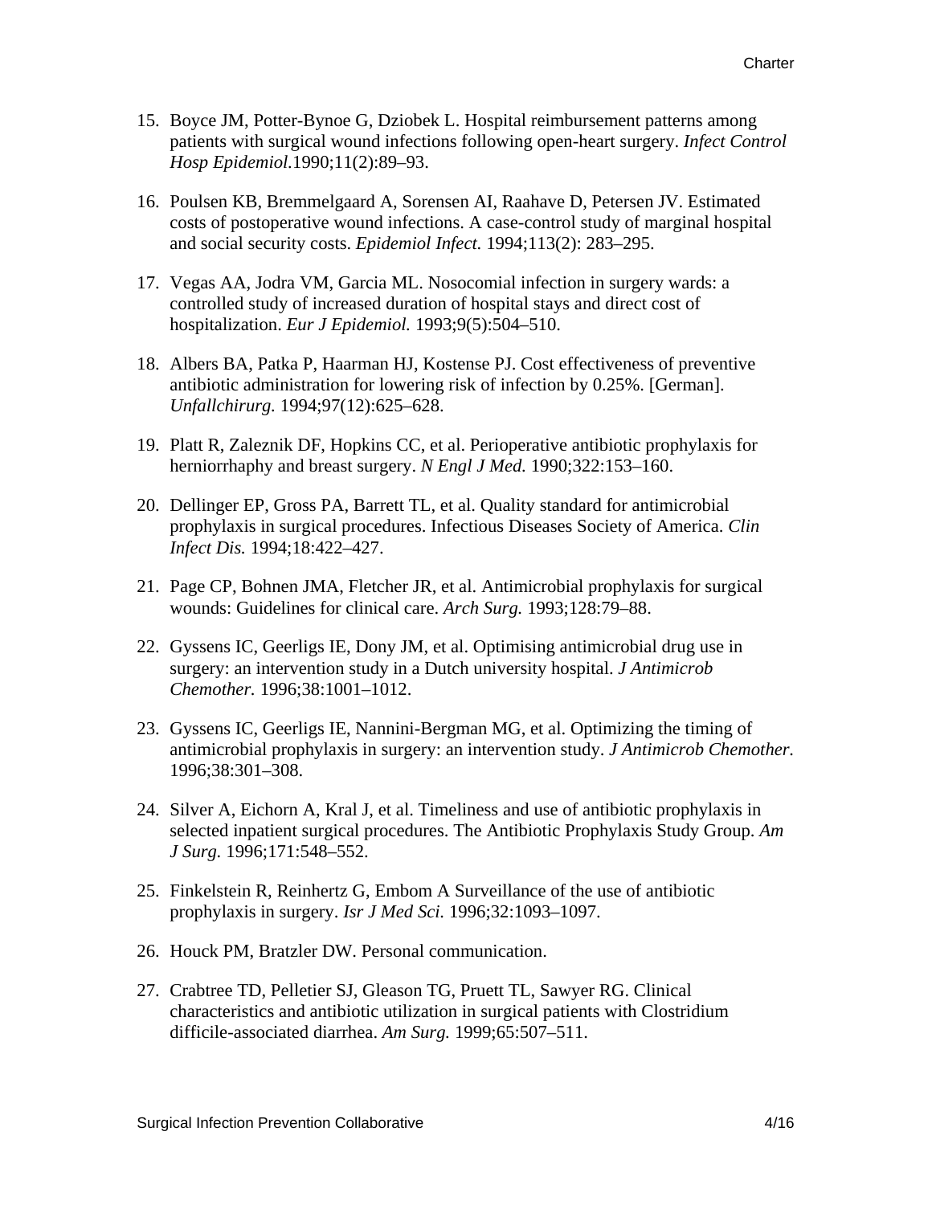15. Boyce JM, Potter-Bynoe G, Dziobek L. Hospital reimbursement patterns among patients with surgical wound infections following open-heart surgery. *Infect Control Hosp Epidemiol*.1990;11(2):89–93.

16. Poulsen KB, Bremmelgaard A, Sorensen AI, Raahave D, Petersen JV. Estimated costs of postoperative wound infections. A case-control study of marginal hospital and social security costs. *Epidemiol Infect*. 1994;113(2): 283–295.

17. Vegas AA, Jodra VM, Garcia ML. Nosocomial infection in surgery wards: a controlled study of increased duration of hospital stays and direct cost of hospitalization. *Eur J Epidemiol.* 1993;9(5):504–510.

18. Albers BA, Patka P, Haarman HJ, Kostense PJ. Cost effectiveness of preventive antibiotic administration for lowering risk of infection by 0.25%. [German]. *Unfallchirurg.* 1994;97(12):625–628.

19. Platt R, Zaleznik DF, Hopkins CC, et al. Perioperative antibiotic prophylaxis for herniorrhaphy and breast surgery. *N Engl J Med.* 1990;322:153–160.

20. Dellinger EP, Gross PA, Barrett TL, et al. Quality standard for antimicrobial prophylaxis in surgical procedures. Infectious Diseases Society of America. *Clin Infect Dis.* 1994;18:422–427.

21. Page CP, Bohnen JMA, Fletcher JR, et al. Antimicrobial prophylaxis for surgical wounds: Guidelines for clinical care. *Arch Surg.* 1993;128:79–88.

22. Gyssens IC, Geerligs IE, Dony JM, et al. Optimising antimicrobial drug use in surgery: an intervention study in a Dutch university hospital. *J Antimicrob Chemother.* 1996;38:1001–1012.

23. Gyssens IC, Geerligs IE, Nannini-Bergman MG, et al. Optimizing the timing of antimicrobial prophylaxis in surgery: an intervention study. *J Antimicrob Chemother.* 1996;38:301–308.

24. Silver A, Eichorn A, Kral J, et al. Timeliness and use of antibiotic prophylaxis in selected inpatient surgical procedures. The Antibiotic Prophylaxis Study Group. *Am J Surg.* 1996;171:548–552.

25. Finkelstein R, Reinhertz G, Embom A Surveillance of the use of antibiotic prophylaxis in surgery. *Isr J Med Sci.* 1996;32:1093–1097.

26. Houck PM, Bratzler DW. Personal communication.

27. Crabtree TD, Pelletier SJ, Gleason TG, Pruett TL, Sawyer RG. Clinical characteristics and antibiotic utilization in surgical patients with Clostridium difficile-associated diarrhea. *Am Surg.* 1999;65:507–511.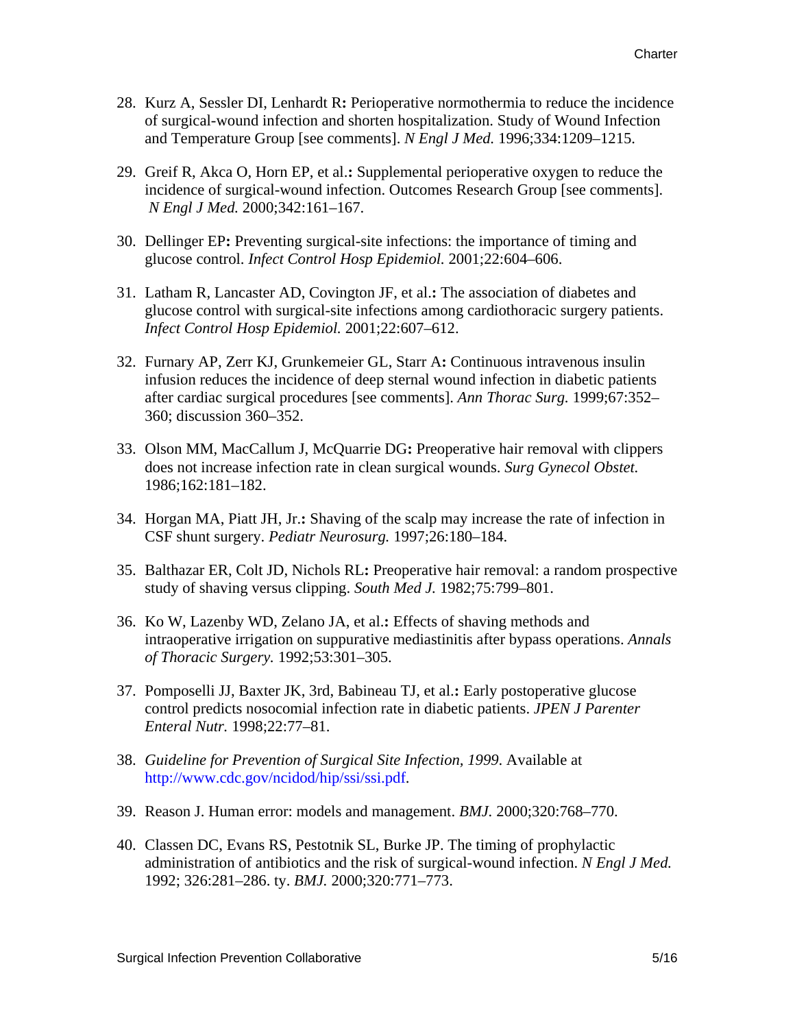28. Kurz A, Sessler DI, Lenhardt R**:** Perioperative normothermia to reduce the incidence of surgical-wound infection and shorten hospitalization. Study of Wound Infection and Temperature Group [see comments]. *N Engl J Med.* 1996;334:1209–1215.

29. Greif R, Akca O, Horn EP, et al.**:** Supplemental perioperative oxygen to reduce the incidence of surgical-wound infection. Outcomes Research Group [see comments]. *N Engl J Med.* 2000;342:161–167.

30. Dellinger EP**:** Preventing surgical-site infections: the importance of timing and glucose control. *Infect Control Hosp Epidemiol.* 2001;22:604–606.

31. Latham R, Lancaster AD, Covington JF, et al.**:** The association of diabetes and glucose control with surgical-site infections among cardiothoracic surgery patients. *Infect Control Hosp Epidemiol.* 2001;22:607–612.

32. Furnary AP, Zerr KJ, Grunkemeier GL, Starr A**:** Continuous intravenous insulin infusion reduces the incidence of deep sternal wound infection in diabetic patients after cardiac surgical procedures [see comments]. *Ann Thorac Surg.* 1999;67:352–360; discussion 360–352.

33. Olson MM, MacCallum J, McQuarrie DG**:** Preoperative hair removal with clippers does not increase infection rate in clean surgical wounds. *Surg Gynecol Obstet.* 1986;162:181–182.

34. Horgan MA, Piatt JH, Jr.**:** Shaving of the scalp may increase the rate of infection in CSF shunt surgery. *Pediatr Neurosurg.* 1997;26:180–184.

35. Balthazar ER, Colt JD, Nichols RL**:** Preoperative hair removal: a random prospective study of shaving versus clipping. *South Med J.* 1982;75:799–801.

36. Ko W, Lazenby WD, Zelano JA, et al.**:** Effects of shaving methods and intraoperative irrigation on suppurative mediastinitis after bypass operations. *Annals of Thoracic Surgery.* 1992;53:301–305.

37. Pomposelli JJ, Baxter JK, 3rd, Babineau TJ, et al.**:** Early postoperative glucose control predicts nosocomial infection rate in diabetic patients. *JPEN J Parenter Enteral Nutr.* 1998;22:77–81.

38. *Guideline for Prevention of Surgical Site Infection, 1999.* Available at http://www.cdc.gov/ncidod/hip/ssi/ssi.pdf.

39. Reason J. Human error: models and management. *BMJ.* 2000;320:768–770.

40. Classen DC, Evans RS, Pestotnik SL, Burke JP. The timing of prophylactic administration of antibiotics and the risk of surgical-wound infection. *N Engl J Med.* 1992; 326:281–286. ty. *BMJ.* 2000;320:771–773.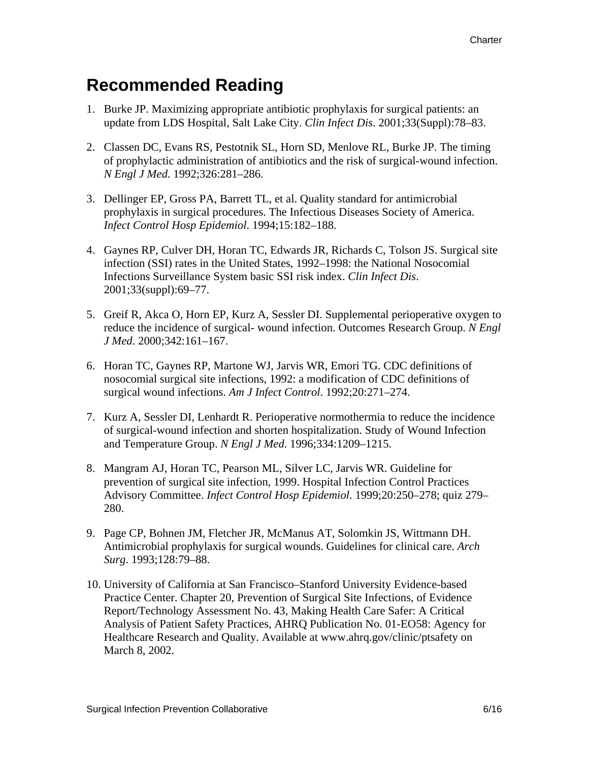## Recommended Reading

1. Burke JP. Maximizing appropriate antibiotic prophylaxis for surgical patients: an update from LDS Hospital, Salt Lake City. *Clin Infect Dis*. 2001;33(Suppl):78–83.

2. Classen DC, Evans RS, Pestotnik SL, Horn SD, Menlove RL, Burke JP. The timing of prophylactic administration of antibiotics and the risk of surgical-wound infection. *N Engl J Med*. 1992;326:281–286.

3. Dellinger EP, Gross PA, Barrett TL, et al. Quality standard for antimicrobial prophylaxis in surgical procedures. The Infectious Diseases Society of America. *Infect Control Hosp Epidemiol*. 1994;15:182–188.

4. Gaynes RP, Culver DH, Horan TC, Edwards JR, Richards C, Tolson JS. Surgical site infection (SSI) rates in the United States, 1992–1998: the National Nosocomial Infections Surveillance System basic SSI risk index. *Clin Infect Dis*. 2001;33(suppl):69–77.

5. Greif R, Akca O, Horn EP, Kurz A, Sessler DI. Supplemental perioperative oxygen to reduce the incidence of surgical- wound infection. Outcomes Research Group. *N Engl J Med*. 2000;342:161–167.

6. Horan TC, Gaynes RP, Martone WJ, Jarvis WR, Emori TG. CDC definitions of nosocomial surgical site infections, 1992: a modification of CDC definitions of surgical wound infections. *Am J Infect Control*. 1992;20:271–274.

7. Kurz A, Sessler DI, Lenhardt R. Perioperative normothermia to reduce the incidence of surgical-wound infection and shorten hospitalization. Study of Wound Infection and Temperature Group. *N Engl J Med*. 1996;334:1209–1215.

8. Mangram AJ, Horan TC, Pearson ML, Silver LC, Jarvis WR. Guideline for prevention of surgical site infection, 1999. Hospital Infection Control Practices Advisory Committee. *Infect Control Hosp Epidemiol*. 1999;20:250–278; quiz 279–280.

9. Page CP, Bohnen JM, Fletcher JR, McManus AT, Solomkin JS, Wittmann DH. Antimicrobial prophylaxis for surgical wounds. Guidelines for clinical care. *Arch Surg*. 1993;128:79–88.

10. University of California at San Francisco–Stanford University Evidence-based Practice Center. Chapter 20, Prevention of Surgical Site Infections, of Evidence Report/Technology Assessment No. 43, Making Health Care Safer: A Critical Analysis of Patient Safety Practices, AHRQ Publication No. 01-EO58: Agency for Healthcare Research and Quality. Available at www.ahrq.gov/clinic/ptsafety on March 8, 2002.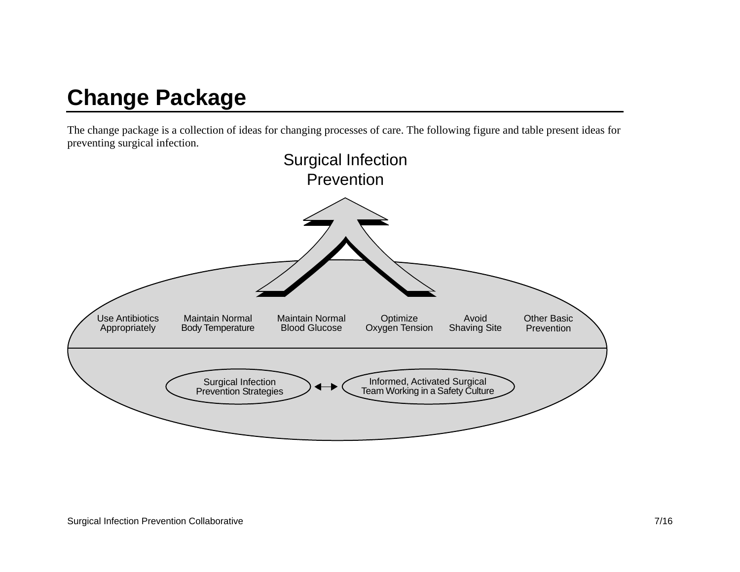# Change Package

The change package is a collection of ideas for changing processes of care. The following figure and table present ideas for preventing surgical infection.

Surgical Infection Prevention

Use Antibiotics Appropriately

Maintain Normal Body Temperature

Maintain Normal Blood Glucose

Optimize Oxygen Tension

Avoid Shaving Site

Other Basic Prevention

Surgical Infection Prevention Strategies ↔ Informed, Activated Surgical Team Working in a Safety Culture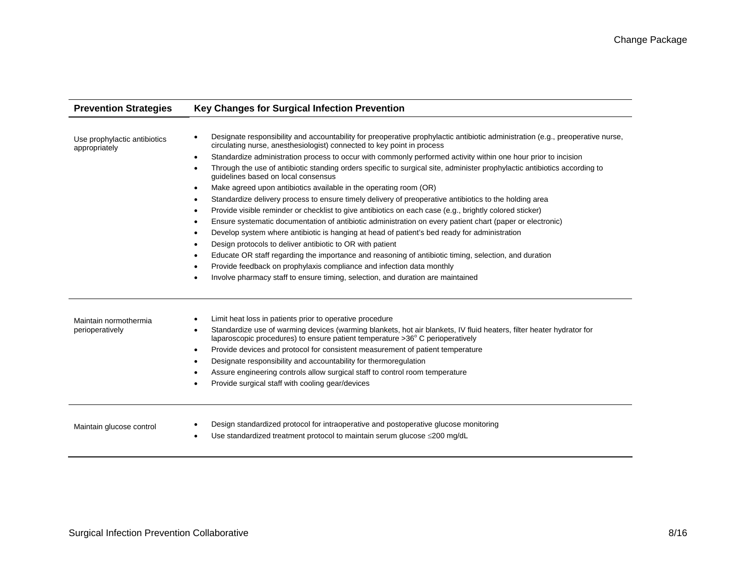| Prevention Strategies | Key Changes for Surgical Infection Prevention |
|---|---|
| Use prophylactic antibiotics appropriately | • Designate responsibility and accountability for preoperative prophylactic antibiotic administration (e.g., preoperative nurse, circulating nurse, anesthesiologist) connected to key point in process<br>• Standardize administration process to occur with commonly performed activity within one hour prior to incision<br>• Through the use of antibiotic standing orders specific to surgical site, administer prophylactic antibiotics according to guidelines based on local consensus<br>• Make agreed upon antibiotics available in the operating room (OR)<br>• Standardize delivery process to ensure timely delivery of preoperative antibiotics to the holding area<br>• Provide visible reminder or checklist to give antibiotics on each case (e.g., brightly colored sticker)<br>• Ensure systematic documentation of antibiotic administration on every patient chart (paper or electronic)<br>• Develop system where antibiotic is hanging at head of patient's bed ready for administration<br>• Design protocols to deliver antibiotic to OR with patient<br>• Educate OR staff regarding the importance and reasoning of antibiotic timing, selection, and duration<br>• Provide feedback on prophylaxis compliance and infection data monthly<br>• Involve pharmacy staff to ensure timing, selection, and duration are maintained |
| Maintain normothermia perioperatively | • Limit heat loss in patients prior to operative procedure<br>• Standardize use of warming devices (warming blankets, hot air blankets, IV fluid heaters, filter heater hydrator for laparoscopic procedures) to ensure patient temperature >36° C perioperatively<br>• Provide devices and protocol for consistent measurement of patient temperature<br>• Designate responsibility and accountability for thermoregulation<br>• Assure engineering controls allow surgical staff to control room temperature<br>• Provide surgical staff with cooling gear/devices |
| Maintain glucose control | • Design standardized protocol for intraoperative and postoperative glucose monitoring<br>• Use standardized treatment protocol to maintain serum glucose ≤200 mg/dL |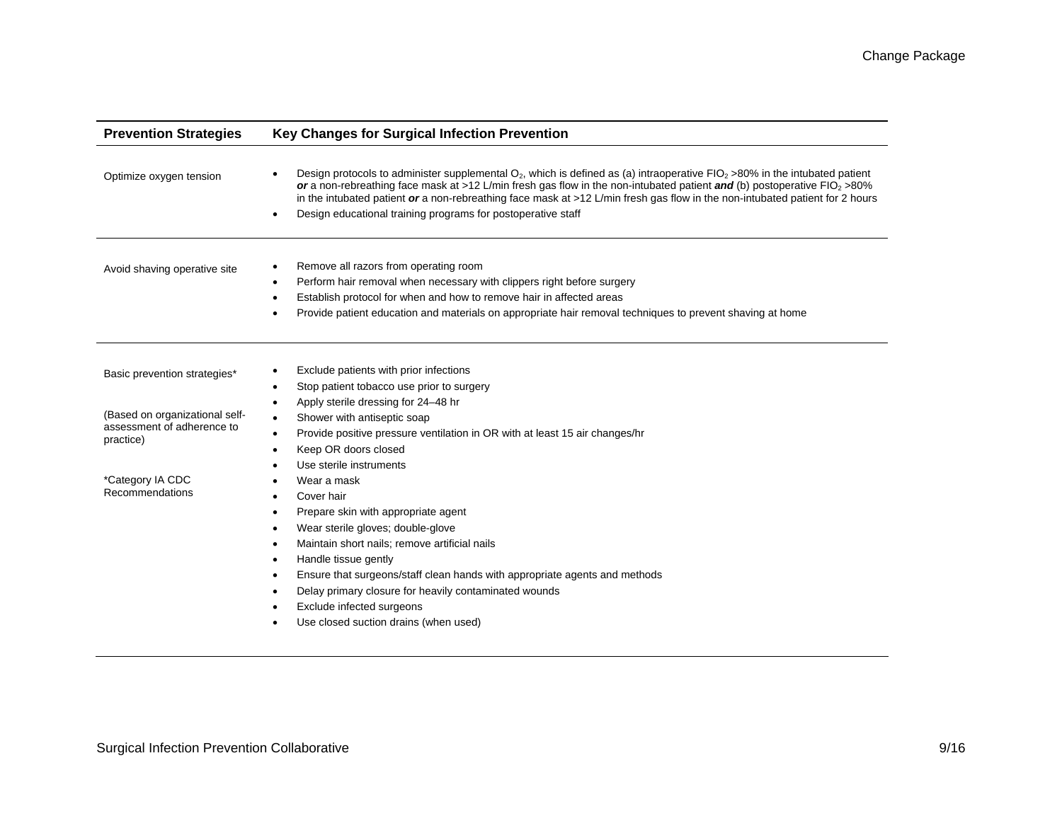| Prevention Strategies | Key Changes for Surgical Infection Prevention |
| --- | --- |
| Optimize oxygen tension | • Design protocols to administer supplemental $O_2$, which is defined as (a) intraoperative $FIO_2$ >80% in the intubated patient ***or*** a non-rebreathing face mask at >12 L/min fresh gas flow in the non-intubated patient ***and*** (b) postoperative $FIO_2$ >80% in the intubated patient ***or*** a non-rebreathing face mask at >12 L/min fresh gas flow in the non-intubated patient for 2 hours<br>• Design educational training programs for postoperative staff |
| Avoid shaving operative site | • Remove all razors from operating room<br>• Perform hair removal when necessary with clippers right before surgery<br>• Establish protocol for when and how to remove hair in affected areas<br>• Provide patient education and materials on appropriate hair removal techniques to prevent shaving at home |
| Basic prevention strategies*<br><br>(Based on organizational self-assessment of adherence to practice)<br><br>*Category IA CDC Recommendations | • Exclude patients with prior infections<br>• Stop patient tobacco use prior to surgery<br>• Apply sterile dressing for 24–48 hr<br>• Shower with antiseptic soap<br>• Provide positive pressure ventilation in OR with at least 15 air changes/hr<br>• Keep OR doors closed<br>• Use sterile instruments<br>• Wear a mask<br>• Cover hair<br>• Prepare skin with appropriate agent<br>• Wear sterile gloves; double-glove<br>• Maintain short nails; remove artificial nails<br>• Handle tissue gently<br>• Ensure that surgeons/staff clean hands with appropriate agents and methods<br>• Delay primary closure for heavily contaminated wounds<br>• Exclude infected surgeons<br>• Use closed suction drains (when used) |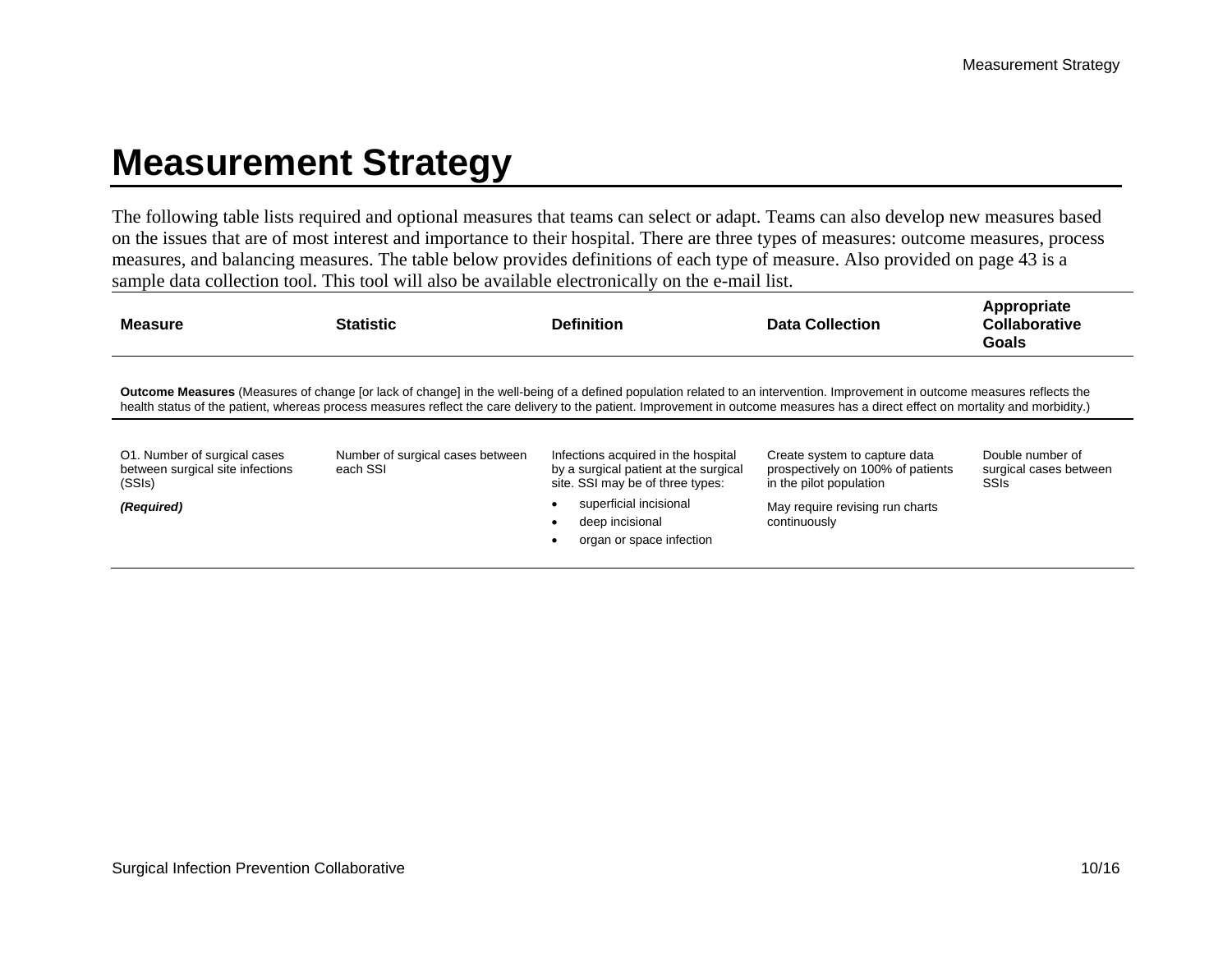# Measurement Strategy

The following table lists required and optional measures that teams can select or adapt. Teams can also develop new measures based on the issues that are of most interest and importance to their hospital. There are three types of measures: outcome measures, process measures, and balancing measures. The table below provides definitions of each type of measure. Also provided on page 43 is a sample data collection tool. This tool will also be available electronically on the e-mail list.

| Measure | Statistic | Definition | Data Collection | Appropriate Collaborative Goals |
|---|---|---|---|---|
| **Outcome Measures** (Measures of change [or lack of change] in the well-being of a defined population related to an intervention. Improvement in outcome measures reflects the health status of the patient, whereas process measures reflect the care delivery to the patient. Improvement in outcome measures has a direct effect on mortality and morbidity.) | | | | |
| O1. Number of surgical cases between surgical site infections (SSIs)<br><br>***(Required)*** | Number of surgical cases between each SSI | Infections acquired in the hospital by a surgical patient at the surgical site. SSI may be of three types:<br>• superficial incisional<br>• deep incisional<br>• organ or space infection | Create system to capture data prospectively on 100% of patients in the pilot population<br><br>May require revising run charts continuously | Double number of surgical cases between SSIs |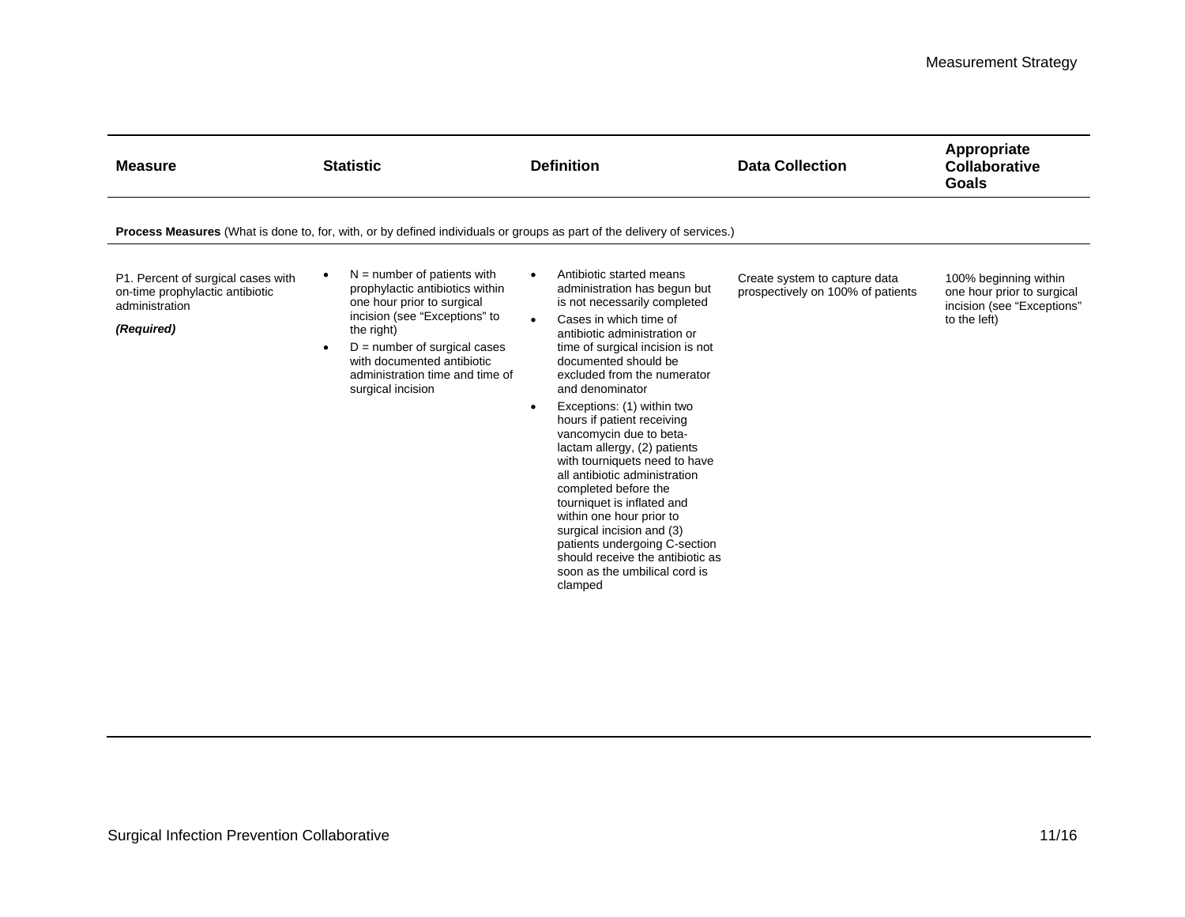| Measure | Statistic | Definition | Data Collection | Appropriate Collaborative Goals |
|---|---|---|---|---|
| **Process Measures** (What is done to, for, with, or by defined individuals or groups as part of the delivery of services.) | | | | |
| P1. Percent of surgical cases with on-time prophylactic antibiotic administration<br><br>***(Required)*** | • N = number of patients with prophylactic antibiotics within one hour prior to surgical incision (see "Exceptions" to the right)<br>• D = number of surgical cases with documented antibiotic administration time and time of surgical incision | • Antibiotic started means administration has begun but is not necessarily completed<br>• Cases in which time of antibiotic administration or time of surgical incision is not documented should be excluded from the numerator and denominator<br>• Exceptions: (1) within two hours if patient receiving vancomycin due to beta-lactam allergy, (2) patients with tourniquets need to have all antibiotic administration completed before the tourniquet is inflated and within one hour prior to surgical incision and (3) patients undergoing C-section should receive the antibiotic as soon as the umbilical cord is clamped | Create system to capture data prospectively on 100% of patients | 100% beginning within one hour prior to surgical incision (see "Exceptions" to the left) |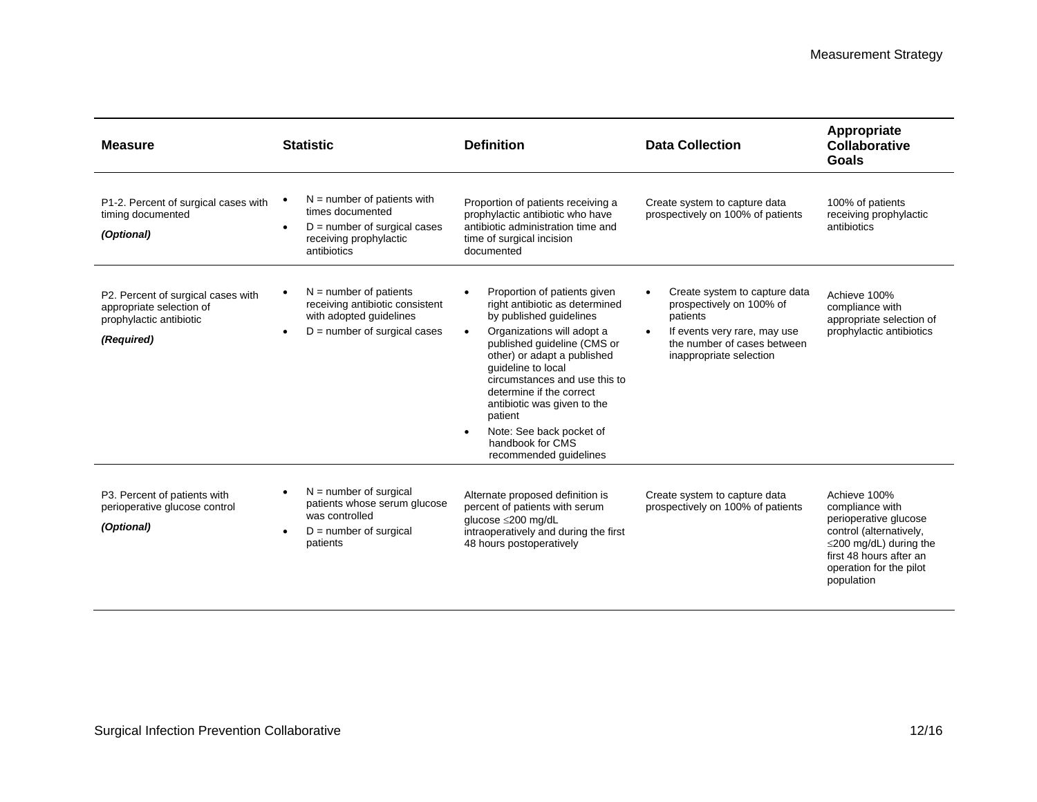| Measure | Statistic | Definition | Data Collection | Appropriate Collaborative Goals |
|---|---|---|---|---|
| P1-2. Percent of surgical cases with timing documented<br>***(Optional)*** | • N = number of patients with times documented<br>• D = number of surgical cases receiving prophylactic antibiotics | Proportion of patients receiving a prophylactic antibiotic who have antibiotic administration time and time of surgical incision documented | Create system to capture data prospectively on 100% of patients | 100% of patients receiving prophylactic antibiotics |
| P2. Percent of surgical cases with appropriate selection of prophylactic antibiotic<br>***(Required)*** | • N = number of patients receiving antibiotic consistent with adopted guidelines<br>• D = number of surgical cases | • Proportion of patients given right antibiotic as determined by published guidelines<br>• Organizations will adopt a published guideline (CMS or other) or adapt a published guideline to local circumstances and use this to determine if the correct antibiotic was given to the patient<br>• Note: See back pocket of handbook for CMS recommended guidelines | • Create system to capture data prospectively on 100% of patients<br>• If events very rare, may use the number of cases between inappropriate selection | Achieve 100% compliance with appropriate selection of prophylactic antibiotics |
| P3. Percent of patients with perioperative glucose control<br>***(Optional)*** | • N = number of surgical patients whose serum glucose was controlled<br>• D = number of surgical patients | Alternate proposed definition is percent of patients with serum glucose ≤200 mg/dL intraoperatively and during the first 48 hours postoperatively | Create system to capture data prospectively on 100% of patients | Achieve 100% compliance with perioperative glucose control (alternatively, ≤200 mg/dL) during the first 48 hours after an operation for the pilot population |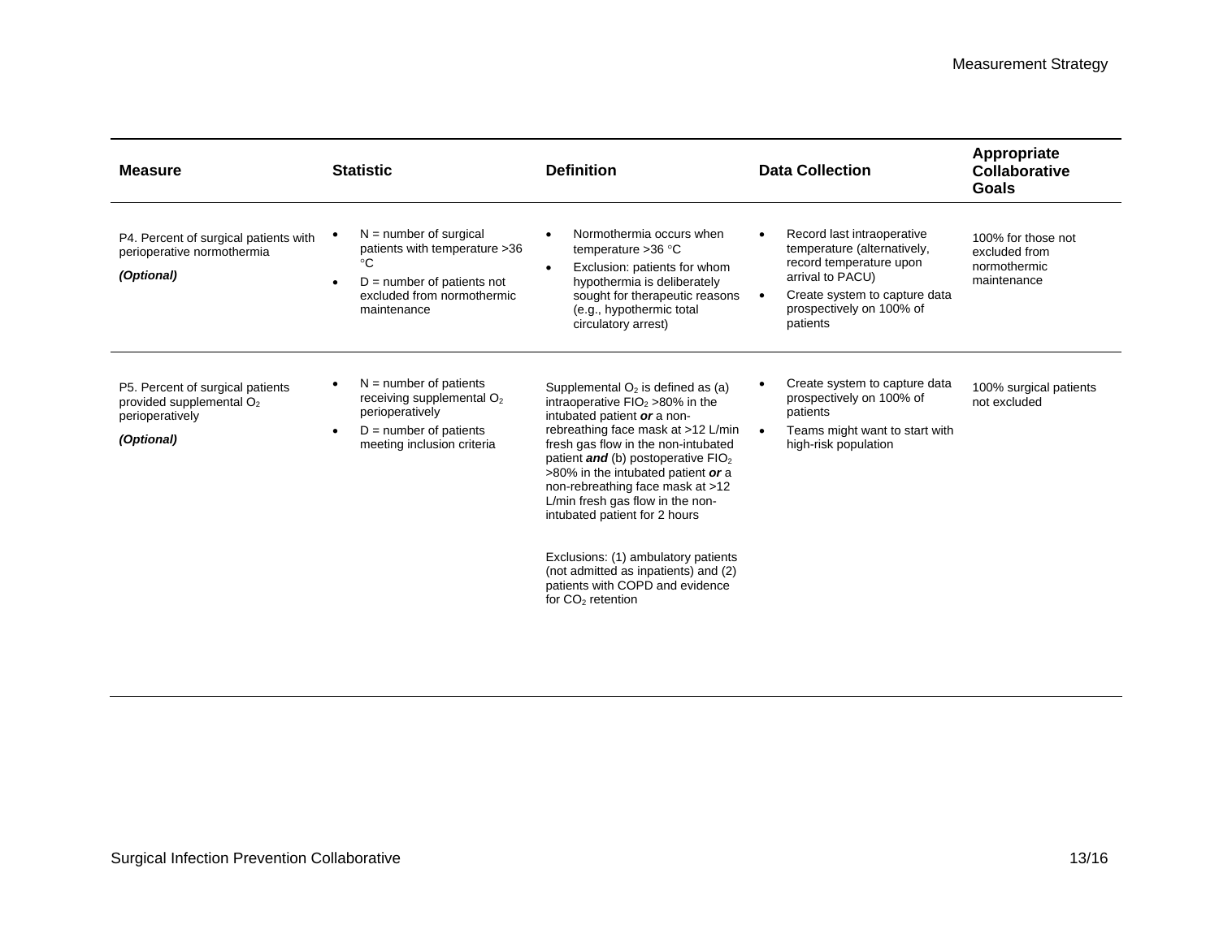| Measure | Statistic | Definition | Data Collection | Appropriate Collaborative Goals |
| --- | --- | --- | --- | --- |
| P4. Percent of surgical patients with perioperative normothermia<br><br>***(Optional)*** | • N = number of surgical patients with temperature >36 °C<br>• D = number of patients not excluded from normothermic maintenance | • Normothermia occurs when temperature >36 °C<br>• Exclusion: patients for whom hypothermia is deliberately sought for therapeutic reasons (e.g., hypothermic total circulatory arrest) | • Record last intraoperative temperature (alternatively, record temperature upon arrival to PACU)<br>• Create system to capture data prospectively on 100% of patients | 100% for those not excluded from normothermic maintenance |
| P5. Percent of surgical patients provided supplemental $O_2$ perioperatively<br><br>***(Optional)*** | • N = number of patients receiving supplemental $O_2$ perioperatively<br>• D = number of patients meeting inclusion criteria | Supplemental $O_2$ is defined as (a) intraoperative $FIO_2$ >80% in the intubated patient ***or*** a non-rebreathing face mask at >12 L/min fresh gas flow in the non-intubated patient ***and*** (b) postoperative $FIO_2$ >80% in the intubated patient ***or*** a non-rebreathing face mask at >12 L/min fresh gas flow in the non-intubated patient for 2 hours<br><br>Exclusions: (1) ambulatory patients (not admitted as inpatients) and (2) patients with COPD and evidence for $CO_2$ retention | • Create system to capture data prospectively on 100% of patients<br>• Teams might want to start with high-risk population | 100% surgical patients not excluded |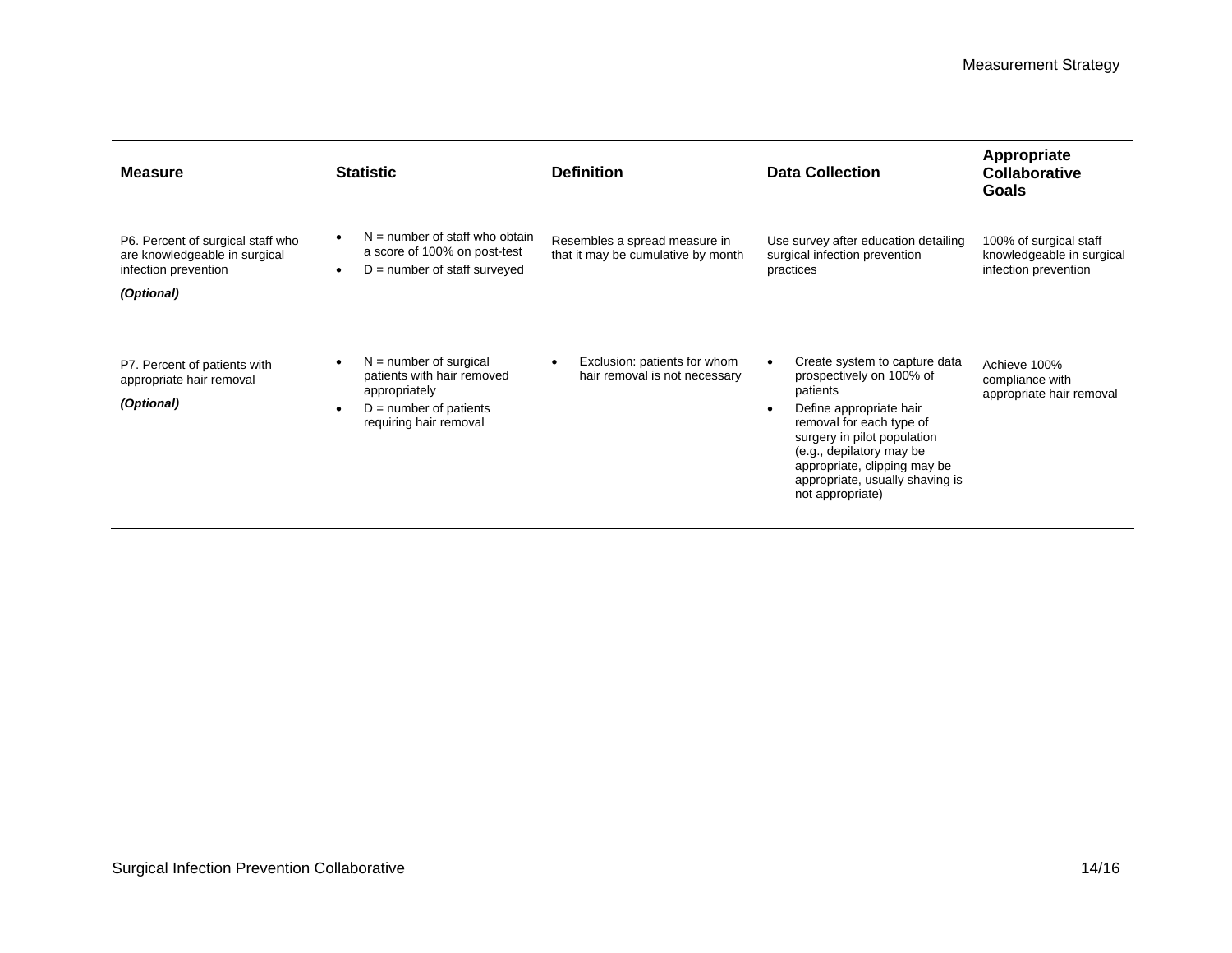| Measure | Statistic | Definition | Data Collection | Appropriate Collaborative Goals |
|---|---|---|---|---|
| P6. Percent of surgical staff who are knowledgeable in surgical infection prevention<br><br>***(Optional)*** | • N = number of staff who obtain a score of 100% on post-test<br>• D = number of staff surveyed | Resembles a spread measure in that it may be cumulative by month | Use survey after education detailing surgical infection prevention practices | 100% of surgical staff knowledgeable in surgical infection prevention |
| P7. Percent of patients with appropriate hair removal<br><br>***(Optional)*** | • N = number of surgical patients with hair removed appropriately<br>• D = number of patients requiring hair removal | • Exclusion: patients for whom hair removal is not necessary | • Create system to capture data prospectively on 100% of patients<br>• Define appropriate hair removal for each type of surgery in pilot population (e.g., depilatory may be appropriate, clipping may be appropriate, usually shaving is not appropriate) | Achieve 100% compliance with appropriate hair removal |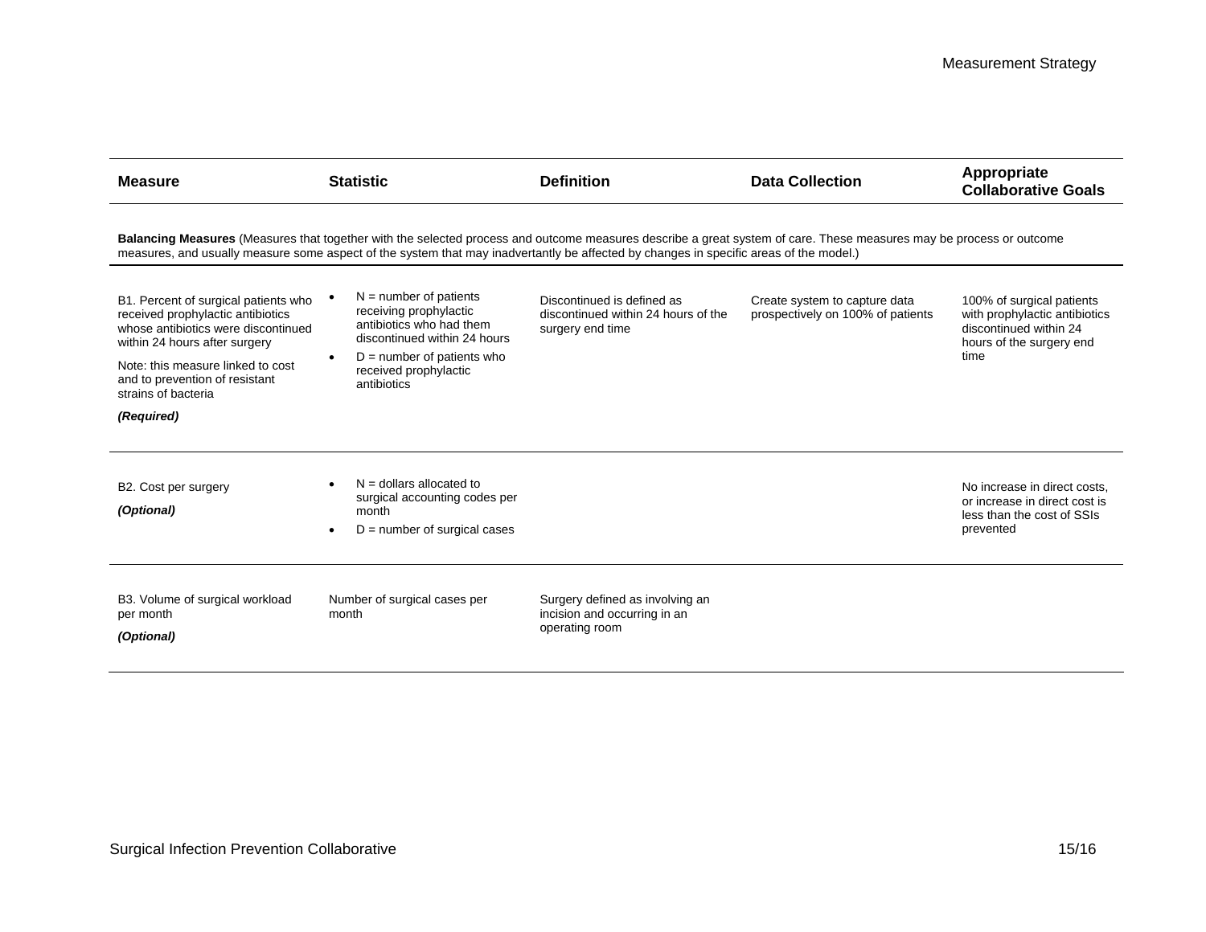| Measure | Statistic | Definition | Data Collection | Appropriate Collaborative Goals |
|---|---|---|---|---|
| **Balancing Measures** (Measures that together with the selected process and outcome measures describe a great system of care. These measures may be process or outcome measures, and usually measure some aspect of the system that may inadvertantly be affected by changes in specific areas of the model.) | | | | |
| B1. Percent of surgical patients who received prophylactic antibiotics whose antibiotics were discontinued within 24 hours after surgery<br><br>Note: this measure linked to cost and to prevention of resistant strains of bacteria<br><br>***(Required)*** | • N = number of patients receiving prophylactic antibiotics who had them discontinued within 24 hours<br>• D = number of patients who received prophylactic antibiotics | Discontinued is defined as discontinued within 24 hours of the surgery end time | Create system to capture data prospectively on 100% of patients | 100% of surgical patients with prophylactic antibiotics discontinued within 24 hours of the surgery end time |
| B2. Cost per surgery<br><br>***(Optional)*** | • N = dollars allocated to surgical accounting codes per month<br>• D = number of surgical cases | | | No increase in direct costs, or increase in direct cost is less than the cost of SSIs prevented |
| B3. Volume of surgical workload per month<br><br>***(Optional)*** | Number of surgical cases per month | Surgery defined as involving an incision and occurring in an operating room | | |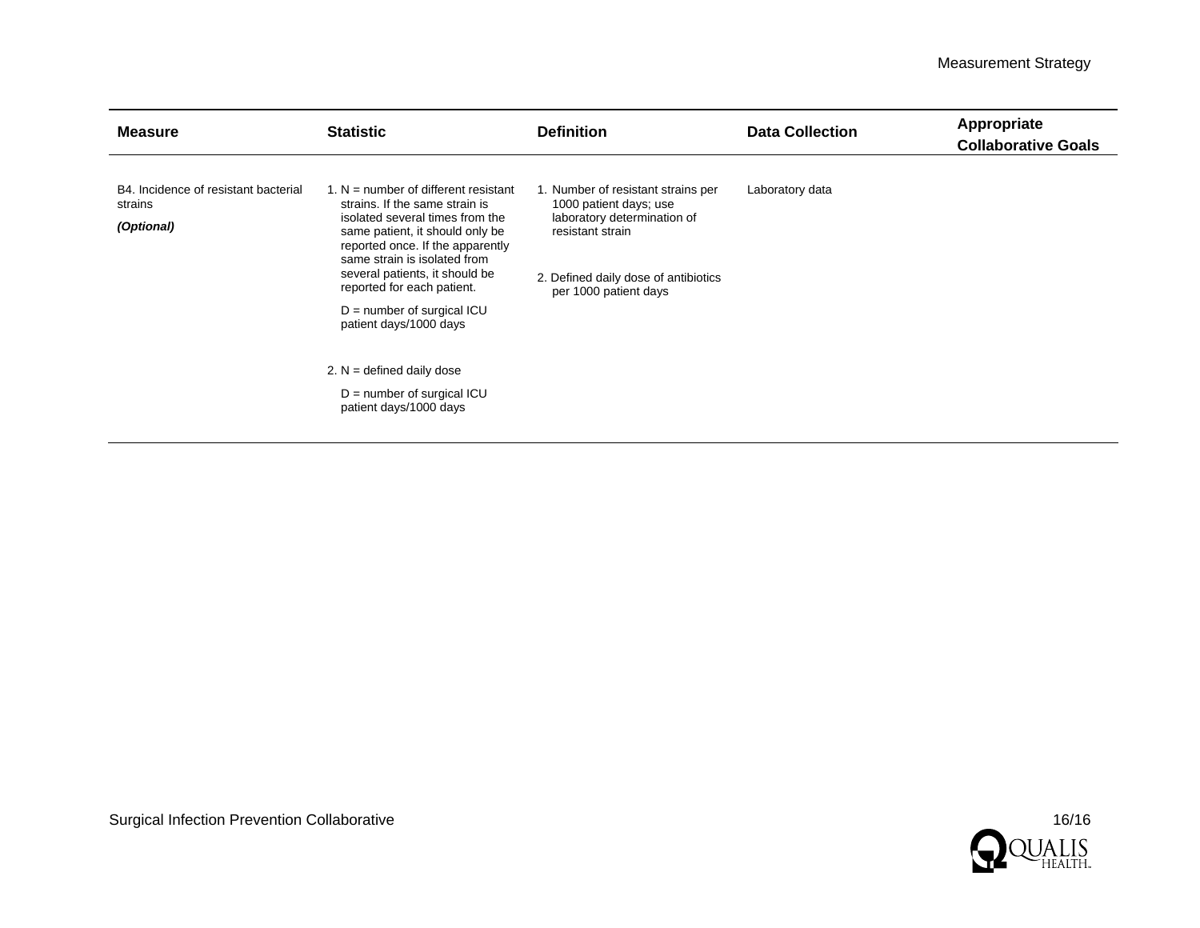| Measure | Statistic | Definition | Data Collection | Appropriate Collaborative Goals |
|---|---|---|---|---|
| B4. Incidence of resistant bacterial strains *(Optional)* | 1. N = number of different resistant strains. If the same strain is isolated several times from the same patient, it should only be reported once. If the apparently same strain is isolated from several patients, it should be reported for each patient. D = number of surgical ICU patient days/1000 days<br><br>2. N = defined daily dose D = number of surgical ICU patient days/1000 days | 1. Number of resistant strains per 1000 patient days; use laboratory determination of resistant strain<br><br>2. Defined daily dose of antibiotics per 1000 patient days | Laboratory data | |